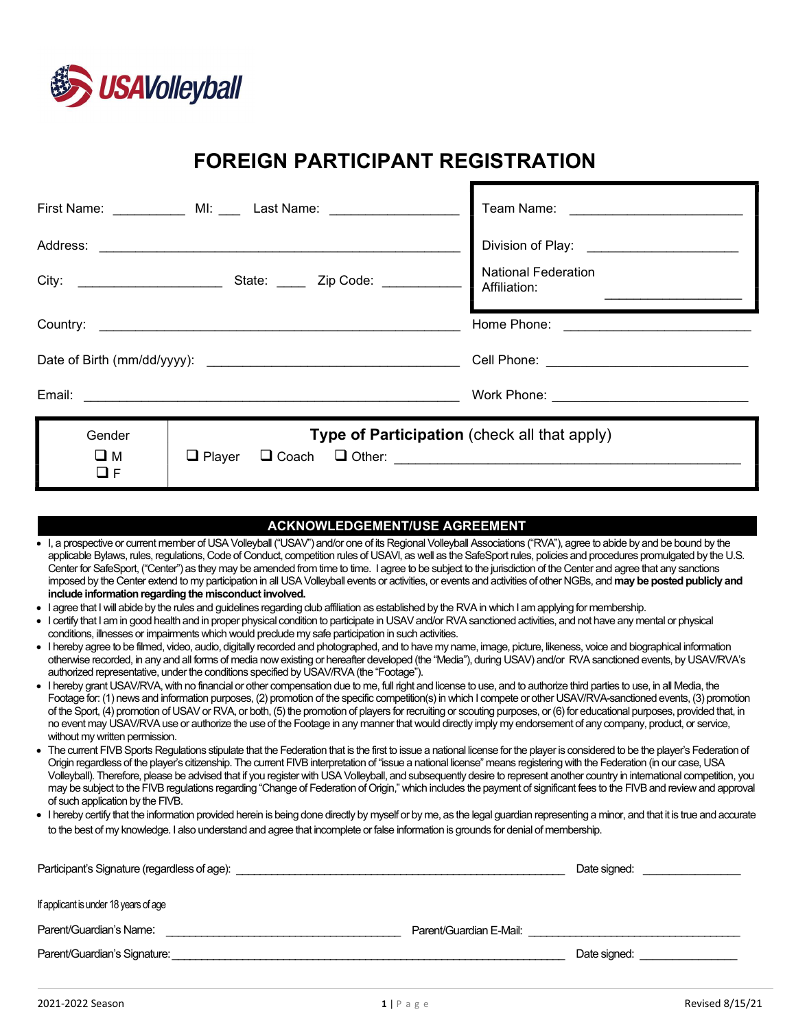USAVolleyball

# FOREIGN PARTICIPANT REGISTRATION

First Name: __________ MI: ___ Last Name: _________________

Address: ________________________________________________

City: ___________________ State: ____ Zip Code: ___________

Country: ________________________________________________

Date of Birth (mm/dd/yyyy): _________________________________

Email: _________________________________________________

Team Name: _______________________

Division of Play: ____________________

National Federation Affiliation: __________________

Home Phone: ________________________

Cell Phone: ___________________________

Work Phone: __________________________

| Gender | Type of Participation (check all that apply) |
|---|---|
| ❑ M<br>❑ F | ❑ Player ❑ Coach ❑ Other: ____________________________________________ |

## ACKNOWLEDGEMENT/USE AGREEMENT

- I, a prospective or current member of USA Volleyball ("USAV") and/or one of its Regional Volleyball Associations ("RVA"), agree to abide by and be bound by the applicable Bylaws, rules, regulations, Code of Conduct, competition rules of USAVl, as well as the SafeSport rules, policies and procedures promulgated by the U.S. Center for SafeSport, ("Center") as they may be amended from time to time. I agree to be subject to the jurisdiction of the Center and agree that any sanctions imposed by the Center extend to my participation in all USA Volleyball events or activities, or events and activities of other NGBs, and **may be posted publicly and include information regarding the misconduct involved.**
- I agree that I will abide by the rules and guidelines regarding club affiliation as established by the RVA in which I am applying for membership.
- I certify that I am in good health and in proper physical condition to participate in USAV and/or RVA sanctioned activities, and not have any mental or physical conditions, illnesses or impairments which would preclude my safe participation in such activities.
- I hereby agree to be filmed, video, audio, digitally recorded and photographed, and to have my name, image, picture, likeness, voice and biographical information otherwise recorded, in any and all forms of media now existing or hereafter developed (the "Media"), during USAV) and/or RVA sanctioned events, by USAV/RVA's authorized representative, under the conditions specified by USAV/RVA (the "Footage").
- I hereby grant USAV/RVA, with no financial or other compensation due to me, full right and license to use, and to authorize third parties to use, in all Media, the Footage for: (1) news and information purposes, (2) promotion of the specific competition(s) in which I compete or other USAV/RVA-sanctioned events, (3) promotion of the Sport, (4) promotion of USAV or RVA, or both, (5) the promotion of players for recruiting or scouting purposes, or (6) for educational purposes, provided that, in no event may USAV/RVA use or authorize the use of the Footage in any manner that would directly imply my endorsement of any company, product, or service, without my written permission.
- The current FIVB Sports Regulations stipulate that the Federation that is the first to issue a national license for the player is considered to be the player's Federation of Origin regardless of the player's citizenship. The current FIVB interpretation of "issue a national license" means registering with the Federation (in our case, USA Volleyball). Therefore, please be advised that if you register with USA Volleyball, and subsequently desire to represent another country in international competition, you may be subject to the FIVB regulations regarding "Change of Federation of Origin," which includes the payment of significant fees to the FIVB and review and approval of such application by the FIVB.
- I hereby certify that the information provided herein is being done directly by myself or by me, as the legal guardian representing a minor, and that it is true and accurate to the best of my knowledge. I also understand and agree that incomplete or false information is grounds for denial of membership.

Participant's Signature (regardless of age): _______________________________________________ Date signed: _______________

If applicant is under 18 years of age

Parent/Guardian's Name: ________________________________ Parent/Guardian E-Mail: ________________________________

Parent/Guardian's Signature: ______________________________________________________ Date signed: _______________

2021-2022 Season Revised 8/15/21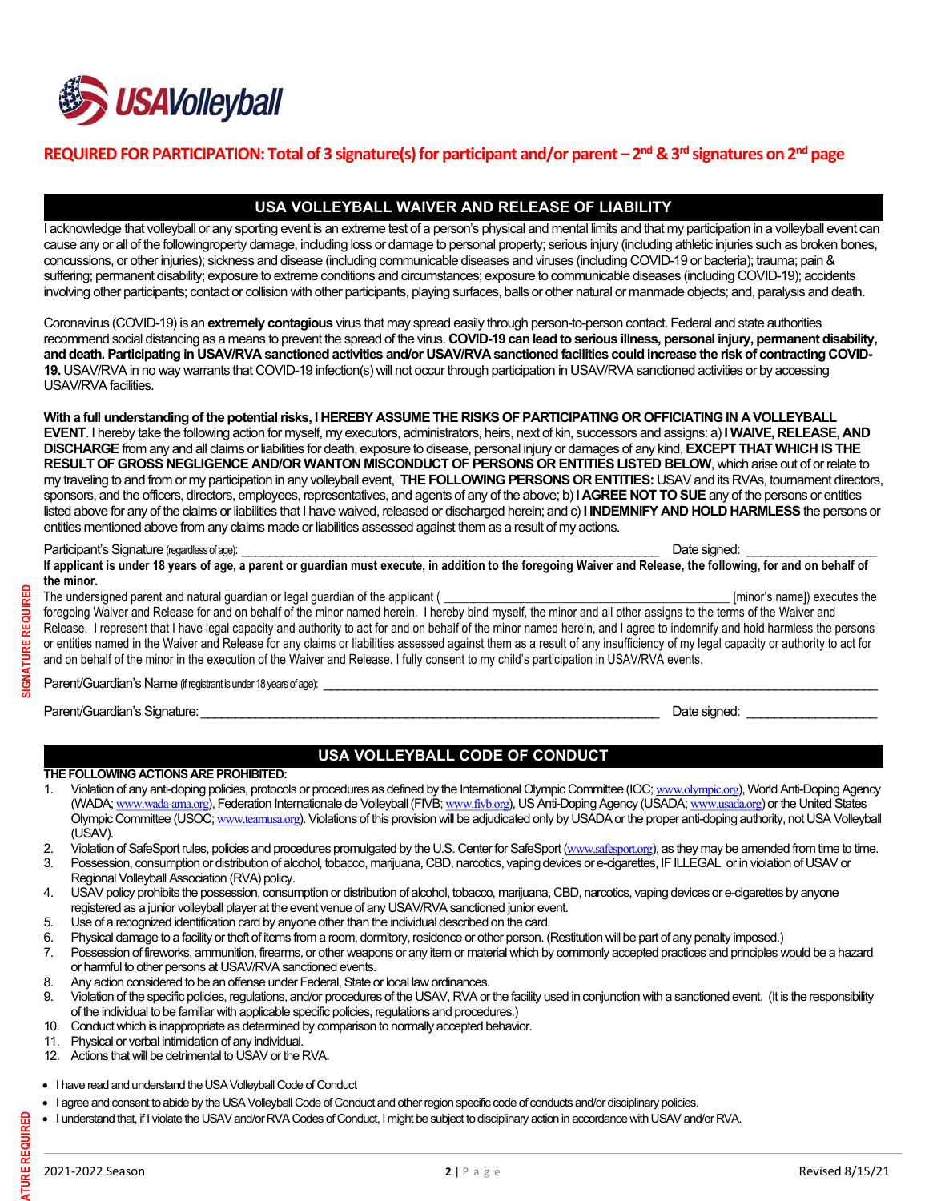USAVolleyball

**REQUIRED FOR PARTICIPATION: Total of 3 signature(s) for participant and/or parent – 2nd & 3rd signatures on 2nd page**

## USA VOLLEYBALL WAIVER AND RELEASE OF LIABILITY

I acknowledge that volleyball or any sporting event is an extreme test of a person's physical and mental limits and that my participation in a volleyball event can cause any or all of the followingroperty damage, including loss or damage to personal property; serious injury (including athletic injuries such as broken bones, concussions, or other injuries); sickness and disease (including communicable diseases and viruses (including COVID-19 or bacteria); trauma; pain & suffering; permanent disability; exposure to extreme conditions and circumstances; exposure to communicable diseases (including COVID-19); accidents involving other participants; contact or collision with other participants, playing surfaces, balls or other natural or manmade objects; and, paralysis and death.

Coronavirus (COVID-19) is an **extremely contagious** virus that may spread easily through person-to-person contact. Federal and state authorities recommend social distancing as a means to prevent the spread of the virus. **COVID-19 can lead to serious illness, personal injury, permanent disability, and death. Participating in USAV/RVA sanctioned activities and/or USAV/RVA sanctioned facilities could increase the risk of contracting COVID-19.** USAV/RVA in no way warrants that COVID-19 infection(s) will not occur through participation in USAV/RVA sanctioned activities or by accessing USAV/RVA facilities.

**With a full understanding of the potential risks, I HEREBY ASSUME THE RISKS OF PARTICIPATING OR OFFICIATING IN A VOLLEYBALL EVENT**. I hereby take the following action for myself, my executors, administrators, heirs, next of kin, successors and assigns: a) **I WAIVE, RELEASE, AND DISCHARGE** from any and all claims or liabilities for death, exposure to disease, personal injury or damages of any kind, **EXCEPT THAT WHICH IS THE RESULT OF GROSS NEGLIGENCE AND/OR WANTON MISCONDUCT OF PERSONS OR ENTITIES LISTED BELOW**, which arise out of or relate to my traveling to and from or my participation in any volleyball event, **THE FOLLOWING PERSONS OR ENTITIES:** USAV and its RVAs, tournament directors, sponsors, and the officers, directors, employees, representatives, and agents of any of the above; b) **I AGREE NOT TO SUE** any of the persons or entities listed above for any of the claims or liabilities that I have waived, released or discharged herein; and c) **I INDEMNIFY AND HOLD HARMLESS** the persons or entities mentioned above from any claims made or liabilities assessed against them as a result of my actions.

Participant's Signature (regardless of age): ______________________________________________ Date signed: ________________

**If applicant is under 18 years of age, a parent or guardian must execute, in addition to the foregoing Waiver and Release, the following, for and on behalf of the minor.**

The undersigned parent and natural guardian or legal guardian of the applicant ( ______________________________________ [minor's name]) executes the foregoing Waiver and Release for and on behalf of the minor named herein. I hereby bind myself, the minor and all other assigns to the terms of the Waiver and Release. I represent that I have legal capacity and authority to act for and on behalf of the minor named herein, and I agree to indemnify and hold harmless the persons or entities named in the Waiver and Release for any claims or liabilities assessed against them as a result of any insufficiency of my legal capacity or authority to act for and on behalf of the minor in the execution of the Waiver and Release. I fully consent to my child's participation in USAV/RVA events.

Parent/Guardian's Name (if registrant is under 18 years of age): ________________________________________________________________

Parent/Guardian's Signature: ______________________________________________________ Date signed: ________________

SIGNATURE REQUIRED

## USA VOLLEYBALL CODE OF CONDUCT

**THE FOLLOWING ACTIONS ARE PROHIBITED:**

1. Violation of any anti-doping policies, protocols or procedures as defined by the International Olympic Committee (IOC; www.olympic.org), World Anti-Doping Agency (WADA; www.wada-ama.org), Federation Internationale de Volleyball (FIVB; www.fivb.org), US Anti-Doping Agency (USADA; www.usada.org) or the United States Olympic Committee (USOC; www.teamusa.org). Violations of this provision will be adjudicated only by USADA or the proper anti-doping authority, not USA Volleyball (USAV).
2. Violation of SafeSport rules, policies and procedures promulgated by the U.S. Center for SafeSport (www.safesport.org), as they may be amended from time to time.
3. Possession, consumption or distribution of alcohol, tobacco, marijuana, CBD, narcotics, vaping devices or e-cigarettes, IF ILLEGAL or in violation of USAV or Regional Volleyball Association (RVA) policy.
4. USAV policy prohibits the possession, consumption or distribution of alcohol, tobacco, marijuana, CBD, narcotics, vaping devices or e-cigarettes by anyone registered as a junior volleyball player at the event venue of any USAV/RVA sanctioned junior event.
5. Use of a recognized identification card by anyone other than the individual described on the card.
6. Physical damage to a facility or theft of items from a room, dormitory, residence or other person. (Restitution will be part of any penalty imposed.)
7. Possession of fireworks, ammunition, firearms, or other weapons or any item or material which by commonly accepted practices and principles would be a hazard or harmful to other persons at USAV/RVA sanctioned events.
8. Any action considered to be an offense under Federal, State or local law ordinances.
9. Violation of the specific policies, regulations, and/or procedures of the USAV, RVA or the facility used in conjunction with a sanctioned event. (It is the responsibility of the individual to be familiar with applicable specific policies, regulations and procedures.)
10. Conduct which is inappropriate as determined by comparison to normally accepted behavior.
11. Physical or verbal intimidation of any individual.
12. Actions that will be detrimental to USAV or the RVA.

- I have read and understand the USA Volleyball Code of Conduct
- I agree and consent to abide by the USA Volleyball Code of Conduct and other region specific code of conducts and/or disciplinary policies.
- I understand that, if I violate the USAV and/or RVA Codes of Conduct, I might be subject to disciplinary action in accordance with USAV and/or RVA.

2021-2022 Season — Revised 8/15/21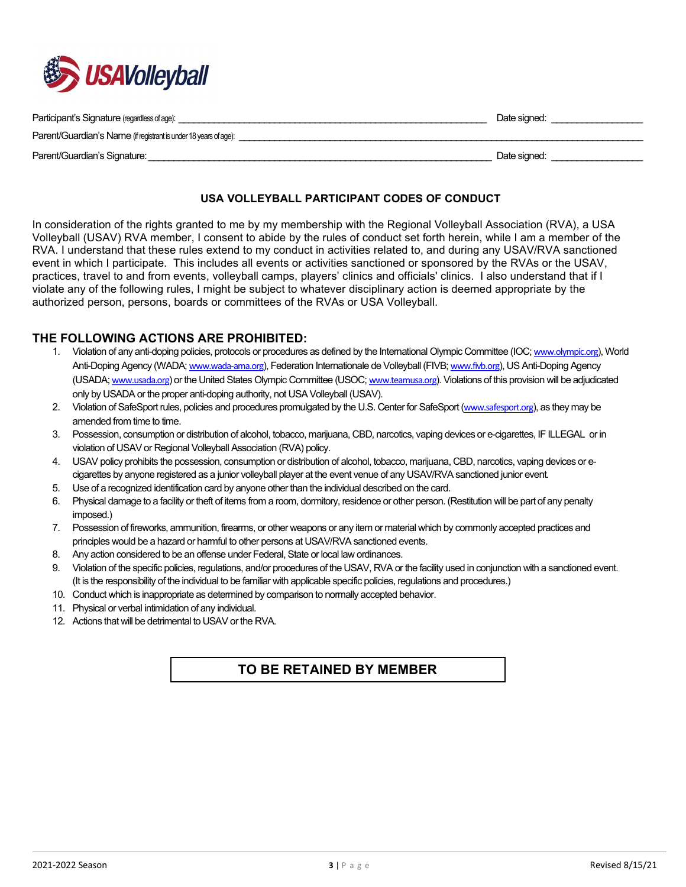Participant's Signature (regardless of age): ________________________________________ Date signed: ______________

Parent/Guardian's Name (if registrant is under 18 years of age): ________________________________________

Parent/Guardian's Signature: ________________________________________ Date signed: ______________

**USA VOLLEYBALL PARTICIPANT CODES OF CONDUCT**

In consideration of the rights granted to me by my membership with the Regional Volleyball Association (RVA), a USA Volleyball (USAV) RVA member, I consent to abide by the rules of conduct set forth herein, while I am a member of the RVA. I understand that these rules extend to my conduct in activities related to, and during any USAV/RVA sanctioned event in which I participate. This includes all events or activities sanctioned or sponsored by the RVAs or the USAV, practices, travel to and from events, volleyball camps, players' clinics and officials' clinics. I also understand that if I violate any of the following rules, I might be subject to whatever disciplinary action is deemed appropriate by the authorized person, persons, boards or committees of the RVAs or USA Volleyball.

## THE FOLLOWING ACTIONS ARE PROHIBITED:

1. Violation of any anti-doping policies, protocols or procedures as defined by the International Olympic Committee (IOC; www.olympic.org), World Anti-Doping Agency (WADA; www.wada-ama.org), Federation Internationale de Volleyball (FIVB; www.fivb.org), US Anti-Doping Agency (USADA; www.usada.org) or the United States Olympic Committee (USOC; www.teamusa.org). Violations of this provision will be adjudicated only by USADA or the proper anti-doping authority, not USA Volleyball (USAV).
2. Violation of SafeSport rules, policies and procedures promulgated by the U.S. Center for SafeSport (www.safesport.org), as they may be amended from time to time.
3. Possession, consumption or distribution of alcohol, tobacco, marijuana, CBD, narcotics, vaping devices or e-cigarettes, IF ILLEGAL or in violation of USAV or Regional Volleyball Association (RVA) policy.
4. USAV policy prohibits the possession, consumption or distribution of alcohol, tobacco, marijuana, CBD, narcotics, vaping devices or e-cigarettes by anyone registered as a junior volleyball player at the event venue of any USAV/RVA sanctioned junior event.
5. Use of a recognized identification card by anyone other than the individual described on the card.
6. Physical damage to a facility or theft of items from a room, dormitory, residence or other person. (Restitution will be part of any penalty imposed.)
7. Possession of fireworks, ammunition, firearms, or other weapons or any item or material which by commonly accepted practices and principles would be a hazard or harmful to other persons at USAV/RVA sanctioned events.
8. Any action considered to be an offense under Federal, State or local law ordinances.
9. Violation of the specific policies, regulations, and/or procedures of the USAV, RVA or the facility used in conjunction with a sanctioned event. (It is the responsibility of the individual to be familiar with applicable specific policies, regulations and procedures.)
10. Conduct which is inappropriate as determined by comparison to normally accepted behavior.
11. Physical or verbal intimidation of any individual.
12. Actions that will be detrimental to USAV or the RVA.

**TO BE RETAINED BY MEMBER**